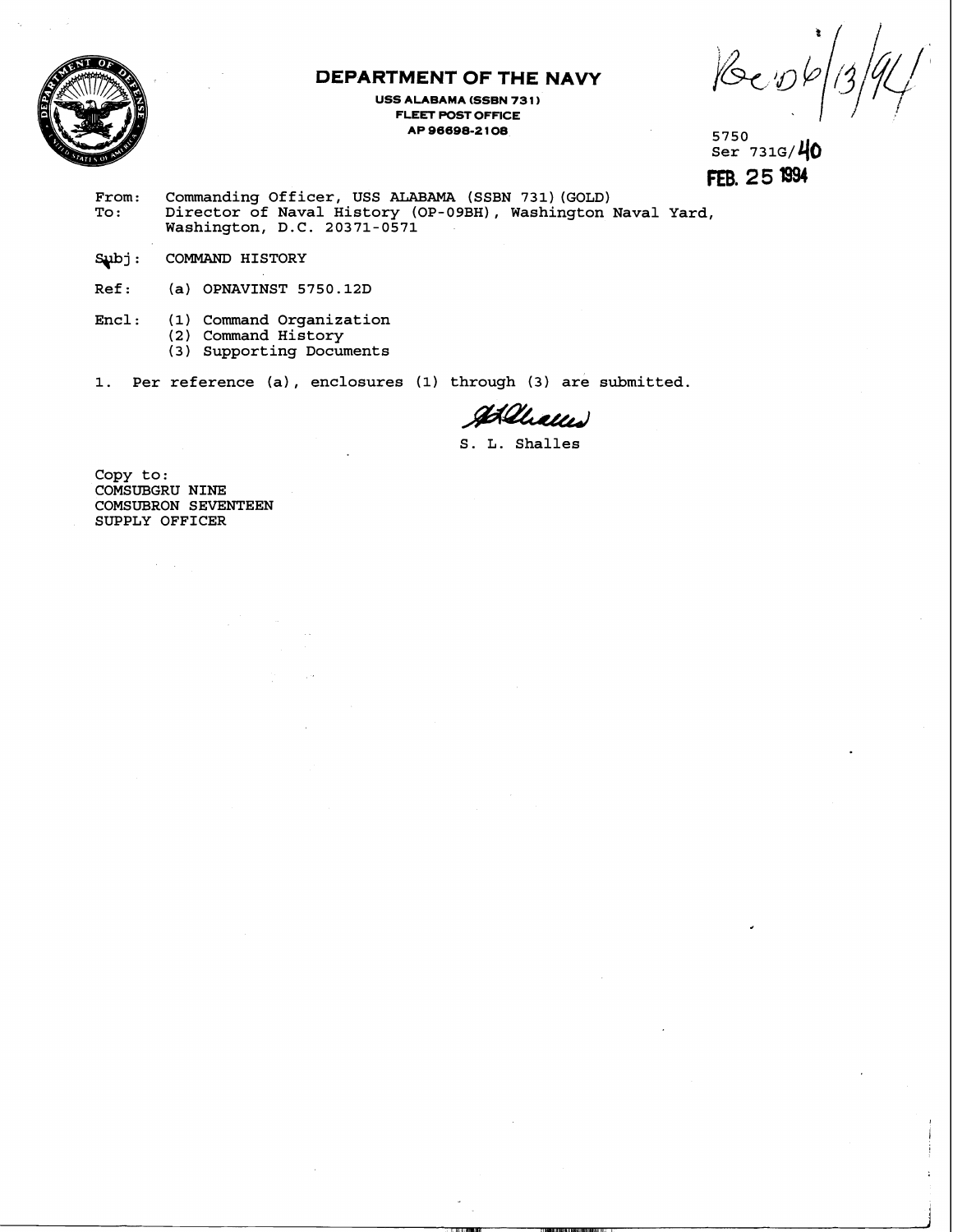# DEPARTMENT OF THE NAVY

**USS ALABAMA (SSBN 731)**
**FLEET POST OFFICE**
**AP 96698-2108**

Rec'd 6/13/94

5750
Ser 731G/40
**FEB. 25 1994**

From: Commanding Officer, USS ALABAMA (SSBN 731)(GOLD)
To: Director of Naval History (OP-09BH), Washington Naval Yard, Washington, D.C. 20371-0571

Subj: COMMAND HISTORY

Ref: (a) OPNAVINST 5750.12D

Encl: (1) Command Organization
(2) Command History
(3) Supporting Documents

1. Per reference (a), enclosures (1) through (3) are submitted.

S. L. Shalles

Copy to:
COMSUBGRU NINE
COMSUBRON SEVENTEEN
SUPPLY OFFICER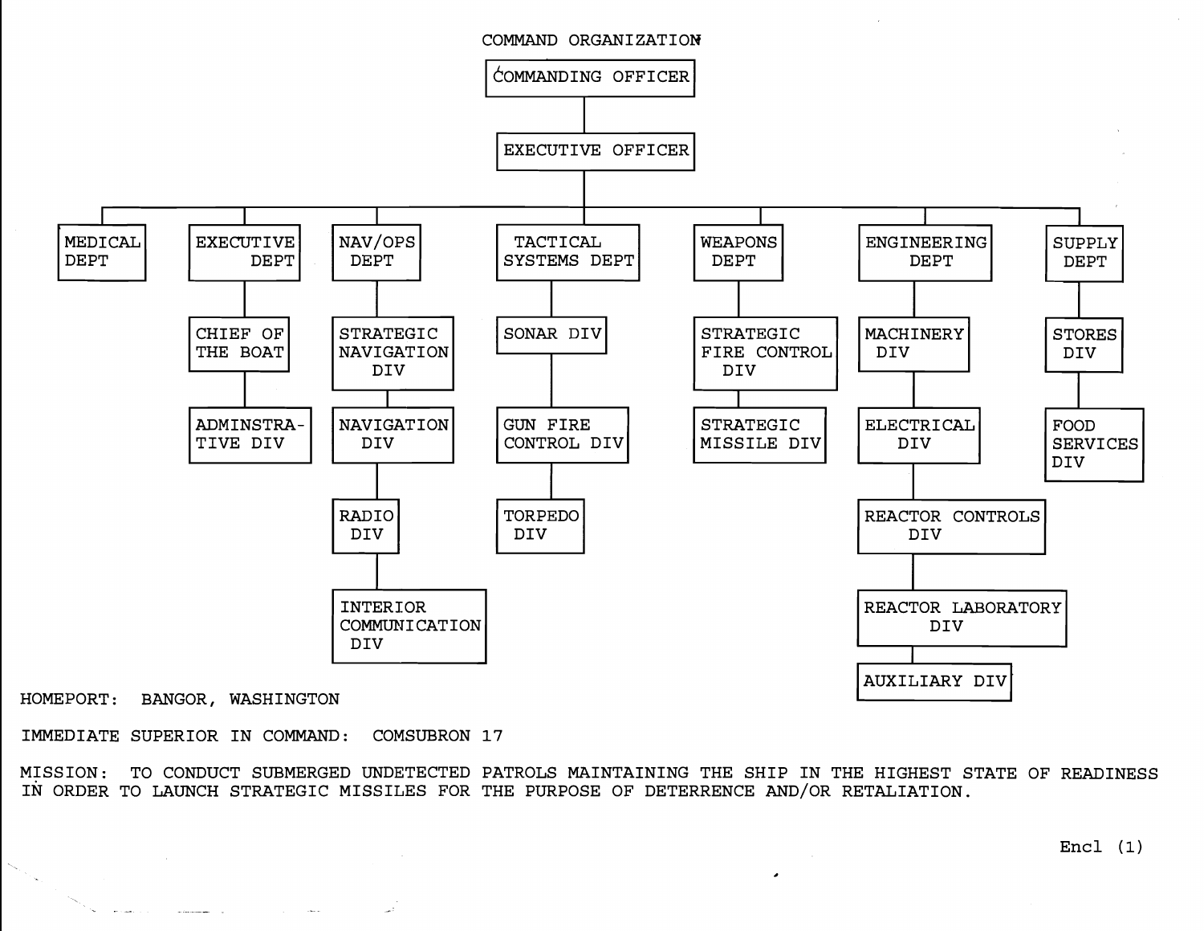# COMMAND ORGANIZATION

- COMMANDING OFFICER
  - EXECUTIVE OFFICER
    - MEDICAL DEPT
    - EXECUTIVE DEPT
      - CHIEF OF THE BOAT
      - ADMINSTRATIVE DIV
    - NAV/OPS DEPT
      - STRATEGIC NAVIGATION DIV
      - NAVIGATION DIV
      - RADIO DIV
      - INTERIOR COMMUNICATION DIV
    - TACTICAL SYSTEMS DEPT
      - SONAR DIV
      - GUN FIRE CONTROL DIV
      - TORPEDO DIV
    - WEAPONS DEPT
      - STRATEGIC FIRE CONTROL DIV
      - STRATEGIC MISSILE DIV
    - ENGINEERING DEPT
      - MACHINERY DIV
      - ELECTRICAL DIV
      - REACTOR CONTROLS DIV
      - REACTOR LABORATORY DIV
      - AUXILIARY DIV
    - SUPPLY DEPT
      - STORES DIV
      - FOOD SERVICES DIV

HOMEPORT: BANGOR, WASHINGTON

IMMEDIATE SUPERIOR IN COMMAND: COMSUBRON 17

MISSION: TO CONDUCT SUBMERGED UNDETECTED PATROLS MAINTAINING THE SHIP IN THE HIGHEST STATE OF READINESS IN ORDER TO LAUNCH STRATEGIC MISSILES FOR THE PURPOSE OF DETERRENCE AND/OR RETALIATION.

Encl (1)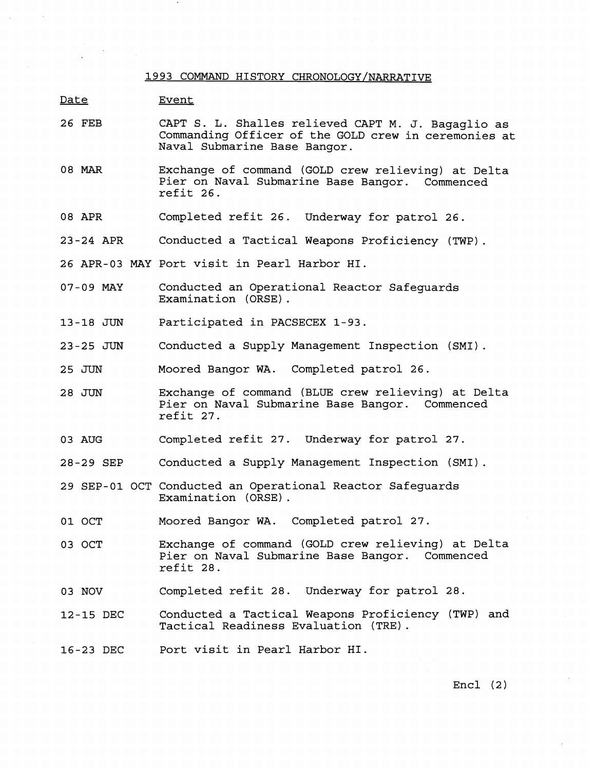# 1993 COMMAND HISTORY CHRONOLOGY/NARRATIVE

| Date | Event |
| --- | --- |
| 26 FEB | CAPT S. L. Shalles relieved CAPT M. J. Bagaglio as Commanding Officer of the GOLD crew in ceremonies at Naval Submarine Base Bangor. |
| 08 MAR | Exchange of command (GOLD crew relieving) at Delta Pier on Naval Submarine Base Bangor. Commenced refit 26. |
| 08 APR | Completed refit 26. Underway for patrol 26. |
| 23-24 APR | Conducted a Tactical Weapons Proficiency (TWP). |
| 26 APR-03 MAY | Port visit in Pearl Harbor HI. |
| 07-09 MAY | Conducted an Operational Reactor Safeguards Examination (ORSE). |
| 13-18 JUN | Participated in PACSECEX 1-93. |
| 23-25 JUN | Conducted a Supply Management Inspection (SMI). |
| 25 JUN | Moored Bangor WA. Completed patrol 26. |
| 28 JUN | Exchange of command (BLUE crew relieving) at Delta Pier on Naval Submarine Base Bangor. Commenced refit 27. |
| 03 AUG | Completed refit 27. Underway for patrol 27. |
| 28-29 SEP | Conducted a Supply Management Inspection (SMI). |
| 29 SEP-01 OCT | Conducted an Operational Reactor Safeguards Examination (ORSE). |
| 01 OCT | Moored Bangor WA. Completed patrol 27. |
| 03 OCT | Exchange of command (GOLD crew relieving) at Delta Pier on Naval Submarine Base Bangor. Commenced refit 28. |
| 03 NOV | Completed refit 28. Underway for patrol 28. |
| 12-15 DEC | Conducted a Tactical Weapons Proficiency (TWP) and Tactical Readiness Evaluation (TRE). |
| 16-23 DEC | Port visit in Pearl Harbor HI. |

Encl (2)